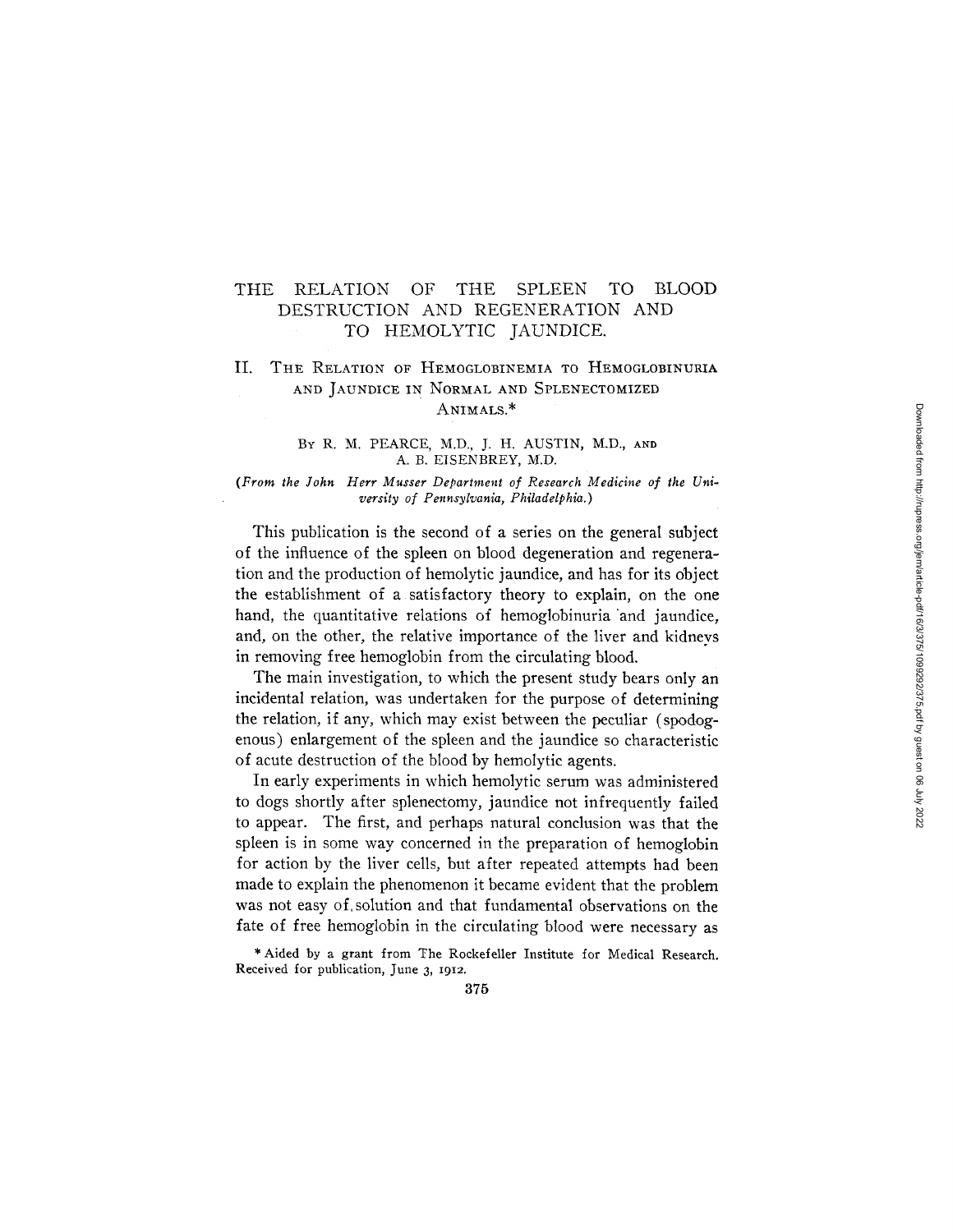# THE RELATION OF THE SPLEEN TO BLOOD DESTRUCTION AND REGENERATION AND TO HEMOLYTIC JAUNDICE.

## II. The Relation of Hemoglobinemia to Hemoglobinuria and Jaundice in Normal and Splenectomized Animals.*

By R. M. PEARCE, M.D., J. H. AUSTIN, M.D., and A. B. EISENBREY, M.D.

*(From the John Herr Musser Department of Research Medicine of the University of Pennsylvania, Philadelphia.)*

This publication is the second of a series on the general subject of the influence of the spleen on blood degeneration and regeneration and the production of hemolytic jaundice, and has for its object the establishment of a satisfactory theory to explain, on the one hand, the quantitative relations of hemoglobinuria and jaundice, and, on the other, the relative importance of the liver and kidneys in removing free hemoglobin from the circulating blood.

The main investigation, to which the present study bears only an incidental relation, was undertaken for the purpose of determining the relation, if any, which may exist between the peculiar (spodogenous) enlargement of the spleen and the jaundice so characteristic of acute destruction of the blood by hemolytic agents.

In early experiments in which hemolytic serum was administered to dogs shortly after splenectomy, jaundice not infrequently failed to appear. The first, and perhaps natural conclusion was that the spleen is in some way concerned in the preparation of hemoglobin for action by the liver cells, but after repeated attempts had been made to explain the phenomenon it became evident that the problem was not easy of solution and that fundamental observations on the fate of free hemoglobin in the circulating blood were necessary as

\* Aided by a grant from The Rockefeller Institute for Medical Research. Received for publication, June 3, 1912.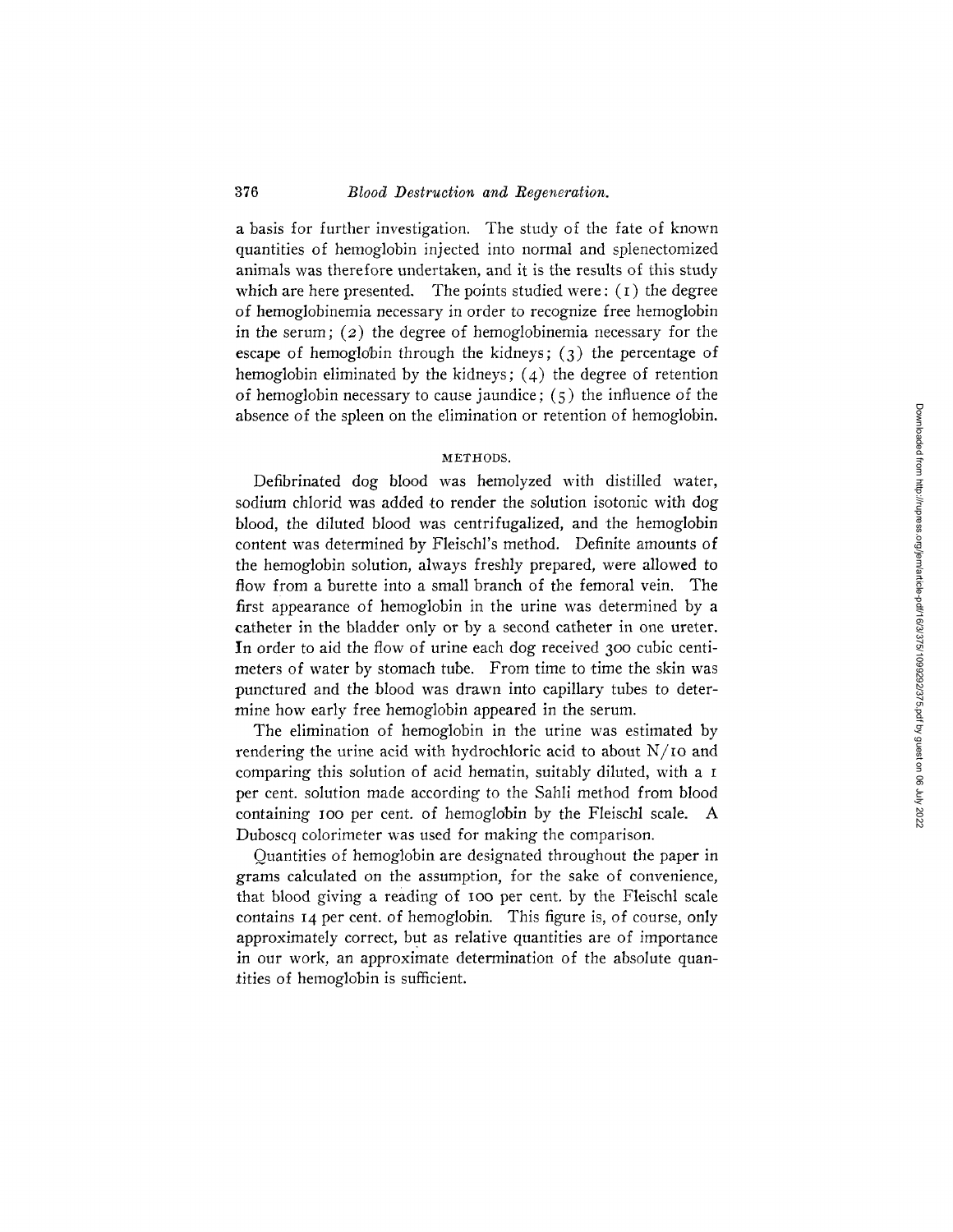a basis for further investigation. The study of the fate of known quantities of hemoglobin injected into normal and splenectomized animals was therefore undertaken, and it is the results of this study which are here presented. The points studied were: (1) the degree of hemoglobinemia necessary in order to recognize free hemoglobin in the serum; (2) the degree of hemoglobinemia necessary for the escape of hemoglobin through the kidneys; (3) the percentage of hemoglobin eliminated by the kidneys; (4) the degree of retention of hemoglobin necessary to cause jaundice; (5) the influence of the absence of the spleen on the elimination or retention of hemoglobin.

## METHODS.

Defibrinated dog blood was hemolyzed with distilled water, sodium chlorid was added to render the solution isotonic with dog blood, the diluted blood was centrifugalized, and the hemoglobin content was determined by Fleischl's method. Definite amounts of the hemoglobin solution, always freshly prepared, were allowed to flow from a burette into a small branch of the femoral vein. The first appearance of hemoglobin in the urine was determined by a catheter in the bladder only or by a second catheter in one ureter. In order to aid the flow of urine each dog received 300 cubic centimeters of water by stomach tube. From time to time the skin was punctured and the blood was drawn into capillary tubes to determine how early free hemoglobin appeared in the serum.

The elimination of hemoglobin in the urine was estimated by rendering the urine acid with hydrochloric acid to about N/10 and comparing this solution of acid hematin, suitably diluted, with a 1 per cent. solution made according to the Sahli method from blood containing 100 per cent. of hemoglobin by the Fleischl scale. A Duboscq colorimeter was used for making the comparison.

Quantities of hemoglobin are designated throughout the paper in grams calculated on the assumption, for the sake of convenience, that blood giving a reading of 100 per cent. by the Fleischl scale contains 14 per cent. of hemoglobin. This figure is, of course, only approximately correct, but as relative quantities are of importance in our work, an approximate determination of the absolute quantities of hemoglobin is sufficient.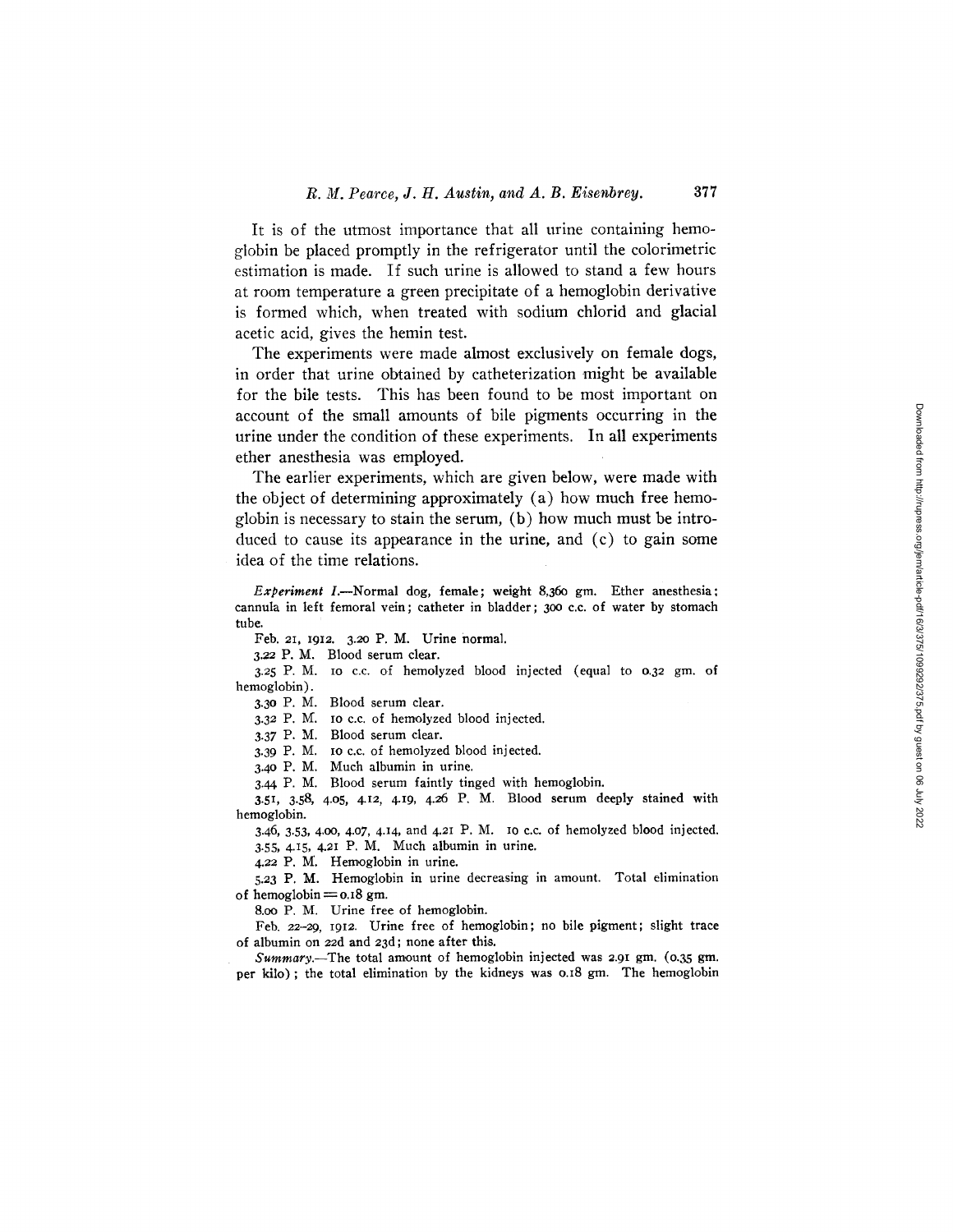It is of the utmost importance that all urine containing hemoglobin be placed promptly in the refrigerator until the colorimetric estimation is made. If such urine is allowed to stand a few hours at room temperature a green precipitate of a hemoglobin derivative is formed which, when treated with sodium chlorid and glacial acetic acid, gives the hemin test.

The experiments were made almost exclusively on female dogs, in order that urine obtained by catheterization might be available for the bile tests. This has been found to be most important on account of the small amounts of bile pigments occurring in the urine under the condition of these experiments. In all experiments ether anesthesia was employed.

The earlier experiments, which are given below, were made with the object of determining approximately (a) how much free hemoglobin is necessary to stain the serum, (b) how much must be introduced to cause its appearance in the urine, and (c) to gain some idea of the time relations.

*Experiment I.*—Normal dog, female; weight 8,360 gm. Ether anesthesia; cannula in left femoral vein; catheter in bladder; 300 c.c. of water by stomach tube.

Feb. 21, 1912. 3.20 P. M. Urine normal.

3.22 P. M. Blood serum clear.

3.25 P. M. 10 c.c. of hemolyzed blood injected (equal to 0.32 gm. of hemoglobin).

3.30 P. M. Blood serum clear.

3.32 P. M. 10 c.c. of hemolyzed blood injected.

3.37 P. M. Blood serum clear.

3.39 P. M. 10 c.c. of hemolyzed blood injected.

3.40 P. M. Much albumin in urine.

3.44 P. M. Blood serum faintly tinged with hemoglobin.

3.51, 3.58, 4.05, 4.12, 4.19, 4.26 P. M. Blood serum deeply stained with hemoglobin.

3.46, 3.53, 4.00, 4.07, 4.14, and 4.21 P. M. 10 c.c. of hemolyzed blood injected.

3.55, 4.15, 4.21 P. M. Much albumin in urine.

4.22 P. M. Hemoglobin in urine.

5.23 P. M. Hemoglobin in urine decreasing in amount. Total elimination of hemoglobin = 0.18 gm.

8.00 P. M. Urine free of hemoglobin.

Feb. 22–29, 1912. Urine free of hemoglobin; no bile pigment; slight trace of albumin on 22d and 23d; none after this.

*Summary.*—The total amount of hemoglobin injected was 2.91 gm. (0.35 gm. per kilo); the total elimination by the kidneys was 0.18 gm. The hemoglobin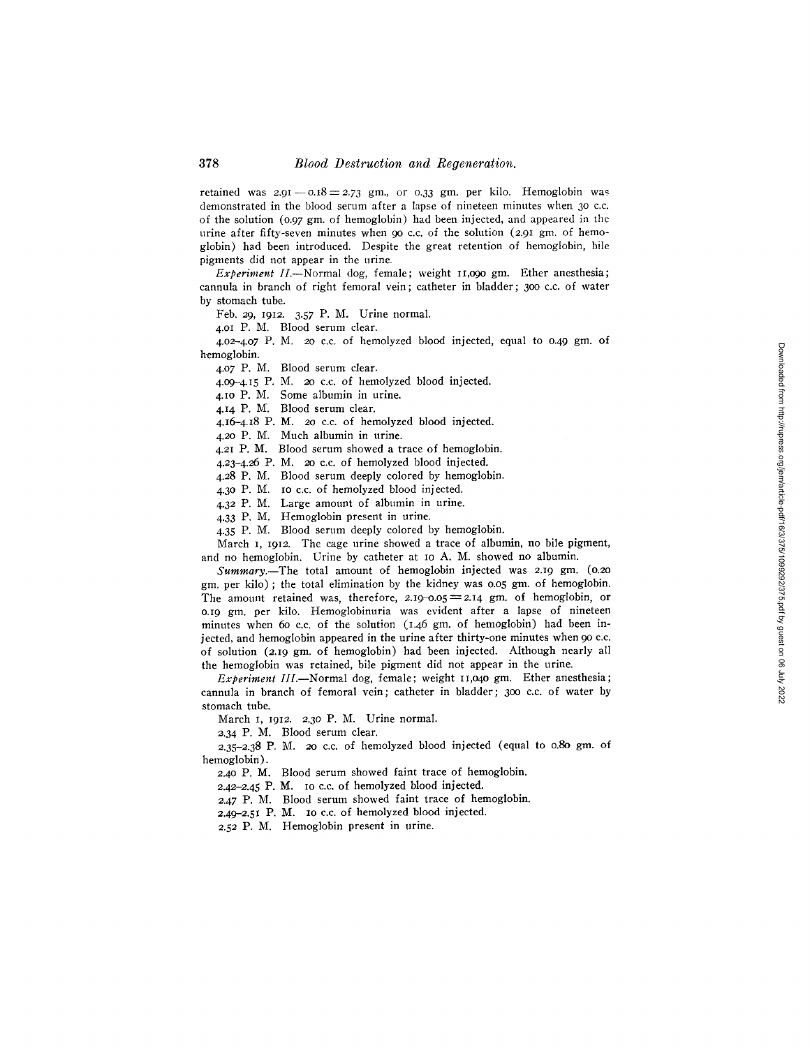retained was $2.91 - 0.18 = 2.73$ gm., or 0.33 gm. per kilo. Hemoglobin was demonstrated in the blood serum after a lapse of nineteen minutes when 30 c.c. of the solution (0.97 gm. of hemoglobin) had been injected, and appeared in the urine after fifty-seven minutes when 90 c.c. of the solution (2.91 gm. of hemoglobin) had been introduced. Despite the great retention of hemoglobin, bile pigments did not appear in the urine.

*Experiment II.*—Normal dog, female; weight 11,090 gm. Ether anesthesia; cannula in branch of right femoral vein; catheter in bladder; 300 c.c. of water by stomach tube.

Feb. 29, 1912. 3.57 P. M. Urine normal.

4.01 P. M. Blood serum clear.

4.02–4.07 P. M. 20 c.c. of hemolyzed blood injected, equal to 0.49 gm. of hemoglobin.

4.07 P. M. Blood serum clear.

4.09–4.15 P. M. 20 c.c. of hemolyzed blood injected.

4.10 P. M. Some albumin in urine.

4.14 P. M. Blood serum clear.

4.16–4.18 P. M. 20 c.c. of hemolyzed blood injected.

4.20 P. M. Much albumin in urine.

4.21 P. M. Blood serum showed a trace of hemoglobin.

4.23–4.26 P. M. 20 c.c. of hemolyzed blood injected.

4.28 P. M. Blood serum deeply colored by hemoglobin.

4.30 P. M. 10 c.c. of hemolyzed blood injected.

4.32 P. M. Large amount of albumin in urine.

4.33 P. M. Hemoglobin present in urine.

4.35 P. M. Blood serum deeply colored by hemoglobin.

March 1, 1912. The cage urine showed a trace of albumin, no bile pigment, and no hemoglobin. Urine by catheter at 10 A. M. showed no albumin.

*Summary.*—The total amount of hemoglobin injected was 2.19 gm. (0.20 gm. per kilo); the total elimination by the kidney was 0.05 gm. of hemoglobin. The amount retained was, therefore, $2.19 - 0.05 = 2.14$ gm. of hemoglobin, or 0.19 gm. per kilo. Hemoglobinuria was evident after a lapse of nineteen minutes when 60 c.c. of the solution (1.46 gm. of hemoglobin) had been injected, and hemoglobin appeared in the urine after thirty-one minutes when 90 c.c. of solution (2.19 gm. of hemoglobin) had been injected. Although nearly all the hemoglobin was retained, bile pigment did not appear in the urine.

*Experiment III.*—Normal dog, female; weight 11,040 gm. Ether anesthesia; cannula in branch of femoral vein; catheter in bladder; 300 c.c. of water by stomach tube.

March 1, 1912. 2.30 P. M. Urine normal.

2.34 P. M. Blood serum clear.

2.35–2.38 P. M. 20 c.c. of hemolyzed blood injected (equal to 0.80 gm. of hemoglobin).

2.40 P. M. Blood serum showed faint trace of hemoglobin.

2.42–2.45 P. M. 10 c.c. of hemolyzed blood injected.

2.47 P. M. Blood serum showed faint trace of hemoglobin.

2.49–2.51 P. M. 10 c.c. of hemolyzed blood injected.

2.52 P. M. Hemoglobin present in urine.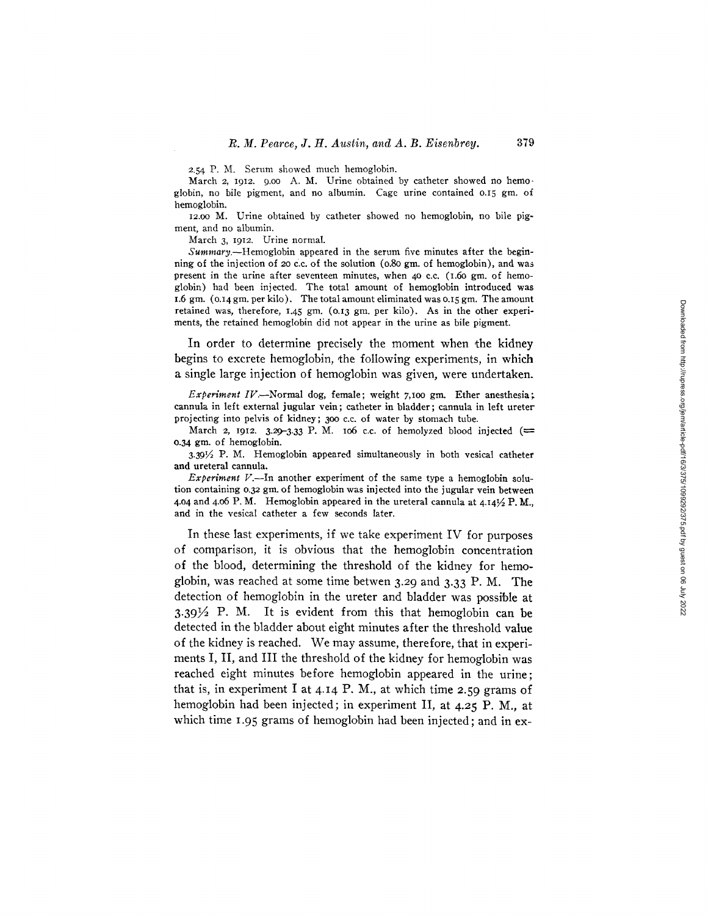2.54 P. M. Serum showed much hemoglobin.

March 2, 1912. 9.00 A. M. Urine obtained by catheter showed no hemoglobin, no bile pigment, and no albumin. Cage urine contained 0.15 gm. of hemoglobin.

12.00 M. Urine obtained by catheter showed no hemoglobin, no bile pigment, and no albumin.

March 3, 1912. Urine normal.

*Summary.*—Hemoglobin appeared in the serum five minutes after the beginning of the injection of 20 c.c. of the solution (0.80 gm. of hemoglobin), and was present in the urine after seventeen minutes, when 40 c.c. (1.60 gm. of hemoglobin) had been injected. The total amount of hemoglobin introduced was 1.6 gm. (0.14 gm. per kilo). The total amount eliminated was 0.15 gm. The amount retained was, therefore, 1.45 gm. (0.13 gm. per kilo). As in the other experiments, the retained hemoglobin did not appear in the urine as bile pigment.

In order to determine precisely the moment when the kidney begins to excrete hemoglobin, the following experiments, in which a single large injection of hemoglobin was given, were undertaken.

*Experiment IV.*—Normal dog, female; weight 7,100 gm. Ether anesthesia; cannula in left external jugular vein; catheter in bladder; cannula in left ureter projecting into pelvis of kidney; 300 c.c. of water by stomach tube.

March 2, 1912. 3.29–3.33 P. M. 106 c.c. of hemolyzed blood injected (= 0.34 gm. of hemoglobin.

3.39½ P. M. Hemoglobin appeared simultaneously in both vesical catheter and ureteral cannula.

*Experiment V.*—In another experiment of the same type a hemoglobin solution containing 0.32 gm. of hemoglobin was injected into the jugular vein between 4.04 and 4.06 P. M. Hemoglobin appeared in the ureteral cannula at 4.14½ P. M., and in the vesical catheter a few seconds later.

In these last experiments, if we take experiment IV for purposes of comparison, it is obvious that the hemoglobin concentration of the blood, determining the threshold of the kidney for hemoglobin, was reached at some time betwen 3.29 and 3.33 P. M. The detection of hemoglobin in the ureter and bladder was possible at 3.39½ P. M. It is evident from this that hemoglobin can be detected in the bladder about eight minutes after the threshold value of the kidney is reached. We may assume, therefore, that in experiments I, II, and III the threshold of the kidney for hemoglobin was reached eight minutes before hemoglobin appeared in the urine; that is, in experiment I at 4.14 P. M., at which time 2.59 grams of hemoglobin had been injected; in experiment II, at 4.25 P. M., at which time 1.95 grams of hemoglobin had been injected; and in ex-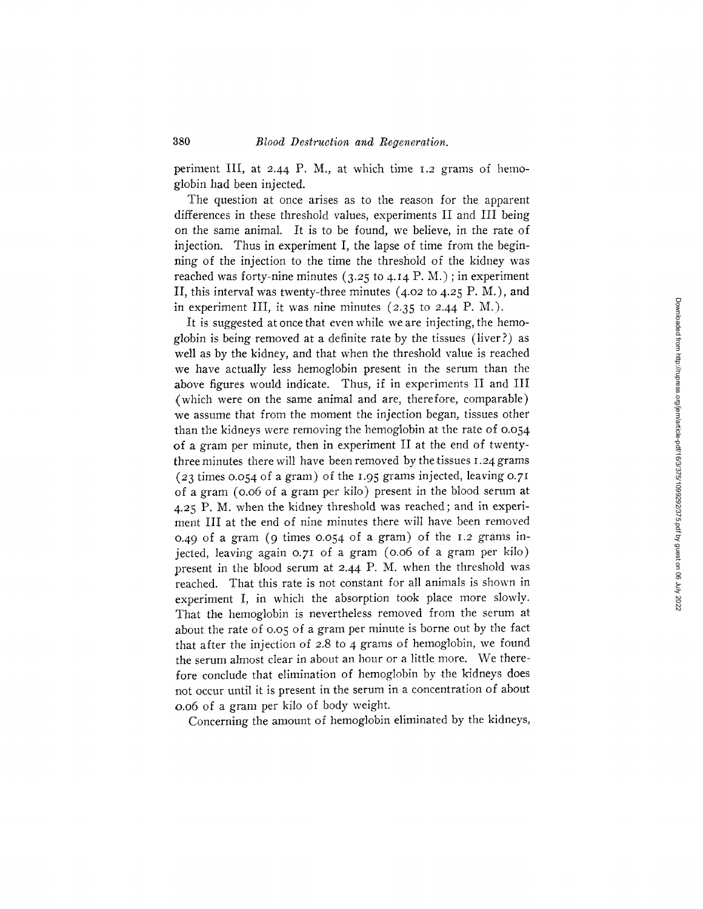periment III, at 2.44 P. M., at which time 1.2 grams of hemoglobin had been injected.

The question at once arises as to the reason for the apparent differences in these threshold values, experiments II and III being on the same animal. It is to be found, we believe, in the rate of injection. Thus in experiment I, the lapse of time from the beginning of the injection to the time the threshold of the kidney was reached was forty-nine minutes (3.25 to 4.14 P. M.); in experiment II, this interval was twenty-three minutes (4.02 to 4.25 P. M.), and in experiment III, it was nine minutes (2.35 to 2.44 P. M.).

It is suggested at once that even while we are injecting, the hemoglobin is being removed at a definite rate by the tissues (liver?) as well as by the kidney, and that when the threshold value is reached we have actually less hemoglobin present in the serum than the above figures would indicate. Thus, if in experiments II and III (which were on the same animal and are, therefore, comparable) we assume that from the moment the injection began, tissues other than the kidneys were removing the hemoglobin at the rate of 0.054 of a gram per minute, then in experiment II at the end of twenty-three minutes there will have been removed by the tissues 1.24 grams (23 times 0.054 of a gram) of the 1.95 grams injected, leaving 0.71 of a gram (0.06 of a gram per kilo) present in the blood serum at 4.25 P. M. when the kidney threshold was reached; and in experiment III at the end of nine minutes there will have been removed 0.49 of a gram (9 times 0.054 of a gram) of the 1.2 grams injected, leaving again 0.71 of a gram (0.06 of a gram per kilo) present in the blood serum at 2.44 P. M. when the threshold was reached. That this rate is not constant for all animals is shown in experiment I, in which the absorption took place more slowly. That the hemoglobin is nevertheless removed from the serum at about the rate of 0.05 of a gram per minute is borne out by the fact that after the injection of 2.8 to 4 grams of hemoglobin, we found the serum almost clear in about an hour or a little more. We therefore conclude that elimination of hemoglobin by the kidneys does not occur until it is present in the serum in a concentration of about 0.06 of a gram per kilo of body weight.

Concerning the amount of hemoglobin eliminated by the kidneys,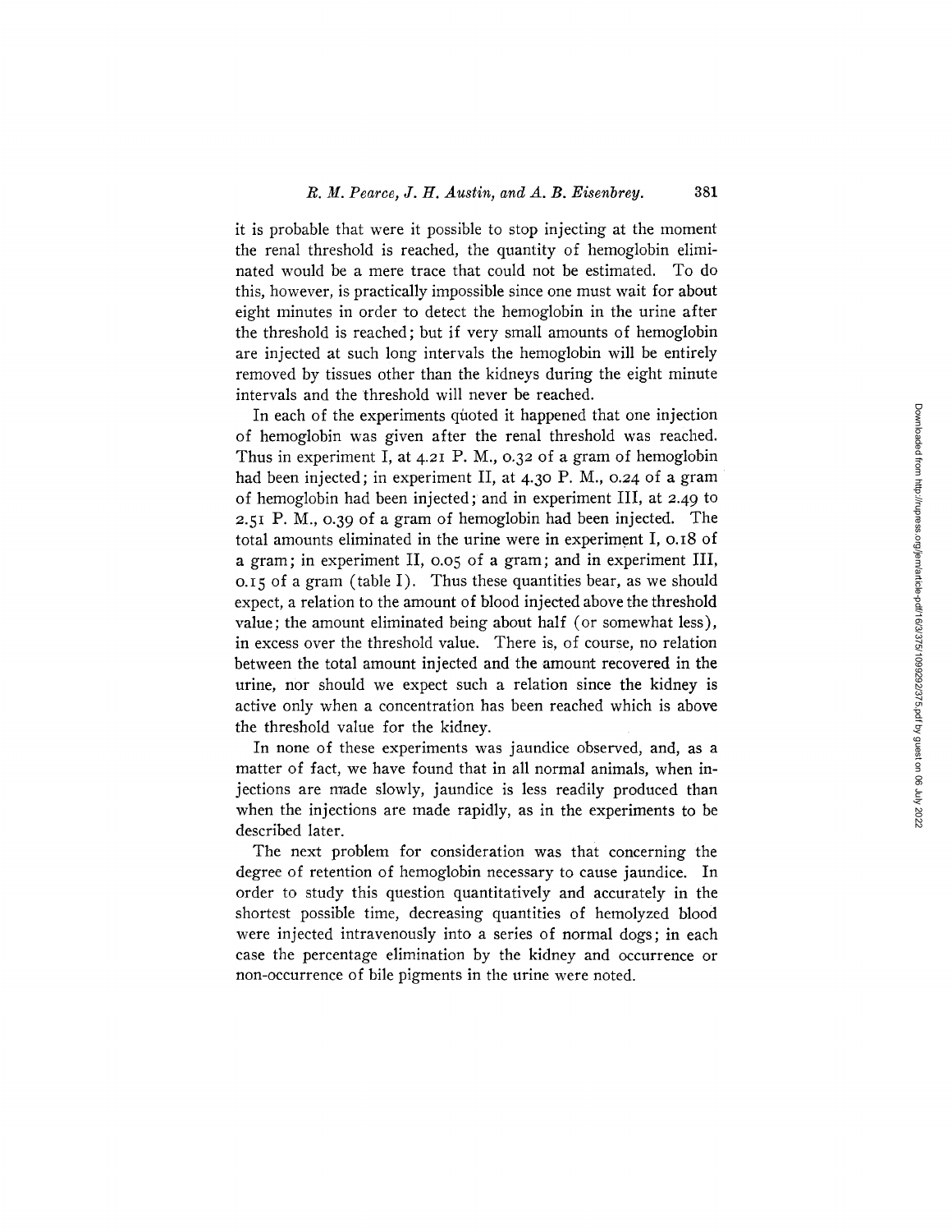it is probable that were it possible to stop injecting at the moment the renal threshold is reached, the quantity of hemoglobin eliminated would be a mere trace that could not be estimated. To do this, however, is practically impossible since one must wait for about eight minutes in order to detect the hemoglobin in the urine after the threshold is reached; but if very small amounts of hemoglobin are injected at such long intervals the hemoglobin will be entirely removed by tissues other than the kidneys during the eight minute intervals and the threshold will never be reached.

In each of the experiments quoted it happened that one injection of hemoglobin was given after the renal threshold was reached. Thus in experiment I, at 4.21 P. M., 0.32 of a gram of hemoglobin had been injected; in experiment II, at 4.30 P. M., 0.24 of a gram of hemoglobin had been injected; and in experiment III, at 2.49 to 2.51 P. M., 0.39 of a gram of hemoglobin had been injected. The total amounts eliminated in the urine were in experiment I, 0.18 of a gram; in experiment II, 0.05 of a gram; and in experiment III, 0.15 of a gram (table I). Thus these quantities bear, as we should expect, a relation to the amount of blood injected above the threshold value; the amount eliminated being about half (or somewhat less), in excess over the threshold value. There is, of course, no relation between the total amount injected and the amount recovered in the urine, nor should we expect such a relation since the kidney is active only when a concentration has been reached which is above the threshold value for the kidney.

In none of these experiments was jaundice observed, and, as a matter of fact, we have found that in all normal animals, when injections are made slowly, jaundice is less readily produced than when the injections are made rapidly, as in the experiments to be described later.

The next problem for consideration was that concerning the degree of retention of hemoglobin necessary to cause jaundice. In order to study this question quantitatively and accurately in the shortest possible time, decreasing quantities of hemolyzed blood were injected intravenously into a series of normal dogs; in each case the percentage elimination by the kidney and occurrence or non-occurrence of bile pigments in the urine were noted.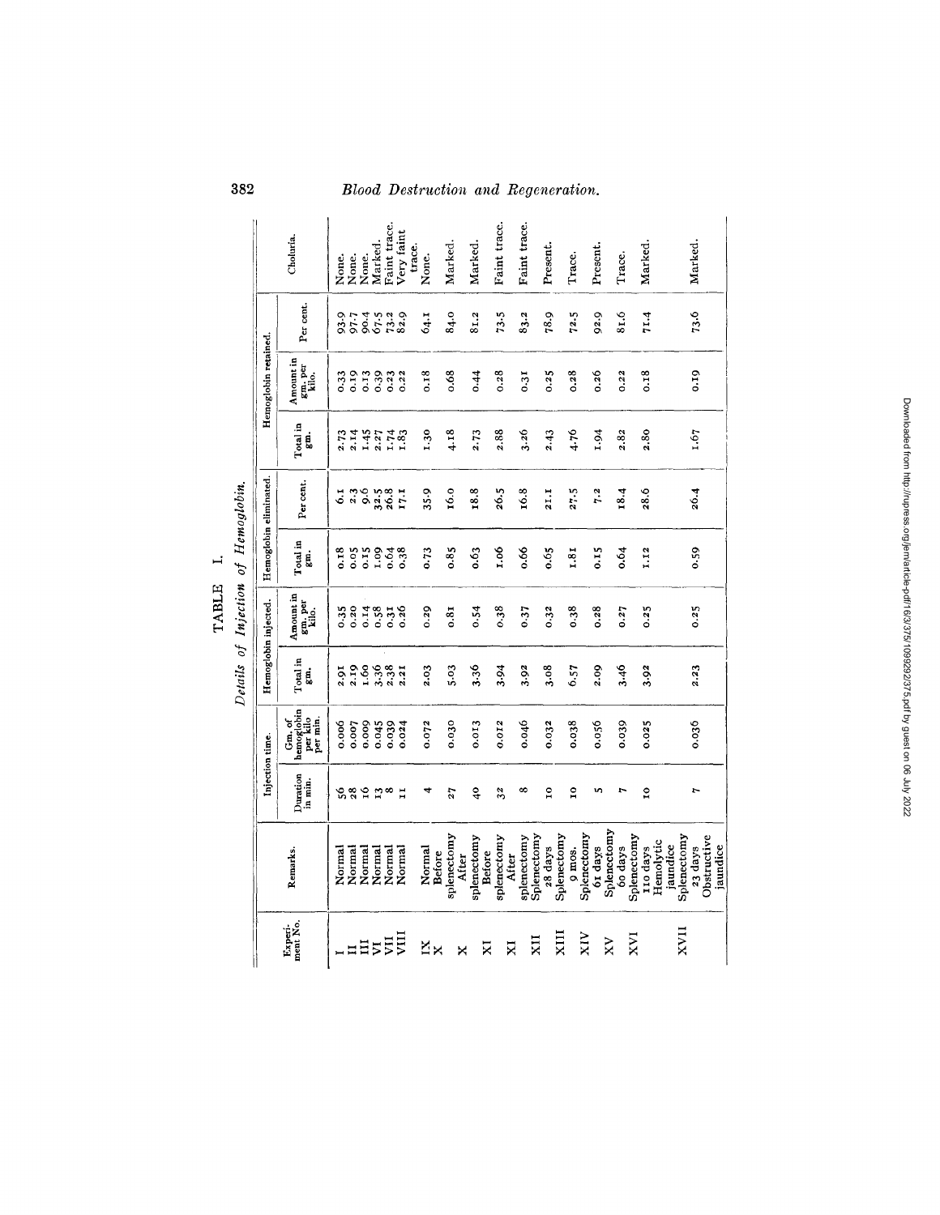# TABLE I.

*Details of Injection of Hemoglobin.*

| Experiment No. | Remarks. | Injection time. | | Hemoglobin injected. | | Hemoglobin eliminated. | | Hemoglobin retained. | | | Choluria. |
|---|---|---|---|---|---|---|---|---|---|---|---|
| | | Duration in min. | Gm. of hemoglobin per kilo per min. | Total in gm. | Amount in gm. per kilo. | Total in gm. | Per cent. | Total in gm. | Amount in gm. per kilo. | Per cent. | |
| I | Normal | 56 | 0.006 | 2.91 | 0.35 | 0.18 | 6.1 | 2.73 | 0.33 | 93.9 | None. |
| II | Normal | 28 | 0.007 | 2.19 | 0.20 | 0.05 | 2.3 | 2.14 | 0.19 | 97.7 | None. |
| III | Normal | 16 | 0.009 | 1.60 | 0.14 | 0.15 | 9.6 | 1.45 | 0.13 | 90.4 | None. |
| VI | Normal | 13 | 0.045 | 3.36 | 0.58 | 1.09 | 32.5 | 2.27 | 0.39 | 67.5 | Marked. |
| VII | Normal | 8 | 0.039 | 2.38 | 0.31 | 0.64 | 26.8 | 1.74 | 0.23 | 73.2 | Faint trace. |
| VIII | Normal | 11 | 0.024 | 2.21 | 0.26 | 0.38 | 17.1 | 1.83 | 0.22 | 82.9 | Very faint trace. |
| IX | Normal | 4 | 0.072 | 2.03 | 0.29 | 0.73 | 35.9 | 1.30 | 0.18 | 64.1 | None. |
| X | Before splenectomy | 27 | 0.030 | 5.03 | 0.81 | 0.85 | 16.0 | 4.18 | 0.68 | 84.0 | Marked. |
| X | After splenectomy | 40 | 0.013 | 3.36 | 0.54 | 0.63 | 18.8 | 2.73 | 0.44 | 81.2 | Marked. |
| XI | Before splenectomy | 32 | 0.012 | 3.94 | 0.38 | 1.06 | 26.5 | 2.88 | 0.28 | 73.5 | Faint trace. |
| XI | After splenectomy | 8 | 0.046 | 3.92 | 0.37 | 0.66 | 16.8 | 3.26 | 0.31 | 83.2 | Faint trace. |
| XII | Splenectomy 28 days | 10 | 0.032 | 3.08 | 0.32 | 0.65 | 21.1 | 2.43 | 0.25 | 78.9 | Present. |
| XIII | Splenectomy 9 mos. | 10 | 0.038 | 6.57 | 0.38 | 1.81 | 27.5 | 4.76 | 0.28 | 72.5 | Trace. |
| XIV | Splenectomy 61 days | 5 | 0.056 | 2.09 | 0.28 | 0.15 | 7.2 | 1.94 | 0.26 | 92.9 | Present. |
| XV | Splenectomy 60 days | 7 | 0.039 | 3.46 | 0.27 | 0.64 | 18.4 | 2.82 | 0.22 | 81.6 | Trace. |
| XVI | Splenectomy 110 days Hemolytic jaundice | 10 | 0.025 | 3.92 | 0.25 | 1.12 | 28.6 | 2.80 | 0.18 | 71.4 | Marked. |
| XVII | Splenectomy 23 days Obstructive jaundice | 7 | 0.036 | 2.23 | 0.25 | 0.59 | 26.4 | 1.67 | 0.19 | 73.6 | Marked. |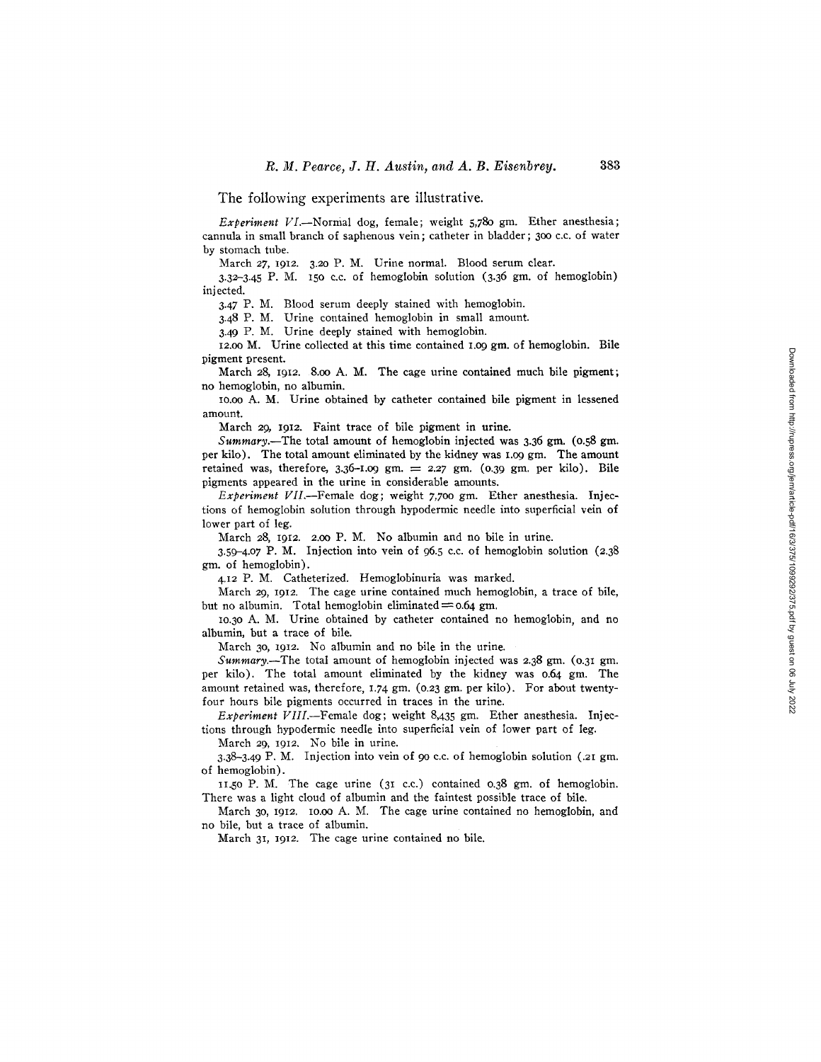The following experiments are illustrative.

*Experiment VI*.—Normal dog, female; weight 5,780 gm. Ether anesthesia; cannula in small branch of saphenous vein; catheter in bladder; 300 c.c. of water by stomach tube.

March 27, 1912. 3.20 P. M. Urine normal. Blood serum clear.

3.32–3.45 P. M. 150 c.c. of hemoglobin solution (3.36 gm. of hemoglobin) injected.

3.47 P. M. Blood serum deeply stained with hemoglobin.

3.48 P. M. Urine contained hemoglobin in small amount.

3.49 P. M. Urine deeply stained with hemoglobin.

12.00 M. Urine collected at this time contained 1.09 gm. of hemoglobin. Bile pigment present.

March 28, 1912. 8.00 A. M. The cage urine contained much bile pigment; no hemoglobin, no albumin.

10.00 A. M. Urine obtained by catheter contained bile pigment in lessened amount.

March 29, 1912. Faint trace of bile pigment in urine.

*Summary*.—The total amount of hemoglobin injected was 3.36 gm. (0.58 gm. per kilo). The total amount eliminated by the kidney was 1.09 gm. The amount retained was, therefore, 3.36–1.09 gm. = 2.27 gm. (0.39 gm. per kilo). Bile pigments appeared in the urine in considerable amounts.

*Experiment VII*.—Female dog; weight 7,700 gm. Ether anesthesia. Injections of hemoglobin solution through hypodermic needle into superficial vein of lower part of leg.

March 28, 1912. 2.00 P. M. No albumin and no bile in urine.

3.59–4.07 P. M. Injection into vein of 96.5 c.c. of hemoglobin solution (2.38 gm. of hemoglobin).

4.12 P. M. Catheterized. Hemoglobinuria was marked.

March 29, 1912. The cage urine contained much hemoglobin, a trace of bile, but no albumin. Total hemoglobin eliminated = 0.64 gm.

10.30 A. M. Urine obtained by catheter contained no hemoglobin, and no albumin, but a trace of bile.

March 30, 1912. No albumin and no bile in the urine.

*Summary*.—The total amount of hemoglobin injected was 2.38 gm. (0.31 gm. per kilo). The total amount eliminated by the kidney was 0.64 gm. The amount retained was, therefore, 1.74 gm. (0.23 gm. per kilo). For about twenty-four hours bile pigments occurred in traces in the urine.

*Experiment VIII*.—Female dog; weight 8,435 gm. Ether anesthesia. Injections through hypodermic needle into superficial vein of lower part of leg.

March 29, 1912. No bile in urine.

3.38–3.49 P. M. Injection into vein of 90 c.c. of hemoglobin solution (.21 gm. of hemoglobin).

11.50 P. M. The cage urine (31 c.c.) contained 0.38 gm. of hemoglobin. There was a light cloud of albumin and the faintest possible trace of bile.

March 30, 1912. 10.00 A. M. The cage urine contained no hemoglobin, and no bile, but a trace of albumin.

March 31, 1912. The cage urine contained no bile.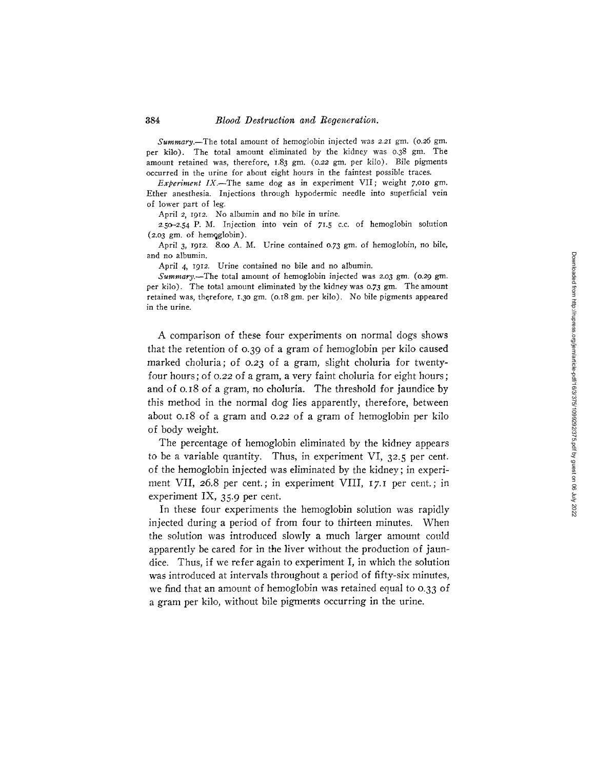*Summary.*—The total amount of hemoglobin injected was 2.21 gm. (0.26 gm. per kilo). The total amount eliminated by the kidney was 0.38 gm. The amount retained was, therefore, 1.83 gm. (0.22 gm. per kilo). Bile pigments occurred in the urine for about eight hours in the faintest possible traces.

*Experiment IX.*—The same dog as in experiment VII; weight 7,010 gm. Ether anesthesia. Injections through hypodermic needle into superficial vein of lower part of leg.

April 2, 1912. No albumin and no bile in urine.

2.50–2.54 P. M. Injection into vein of 71.5 c.c. of hemoglobin solution (2.03 gm. of hemoglobin).

April 3, 1912. 8.00 A. M. Urine contained 0.73 gm. of hemoglobin, no bile, and no albumin.

April 4, 1912. Urine contained no bile and no albumin.

*Summary.*—The total amount of hemoglobin injected was 2.03 gm. (0.29 gm. per kilo). The total amount eliminated by the kidney was 0.73 gm. The amount retained was, therefore, 1.30 gm. (0.18 gm. per kilo). No bile pigments appeared in the urine.

A comparison of these four experiments on normal dogs shows that the retention of 0.39 of a gram of hemoglobin per kilo caused marked choluria; of 0.23 of a gram, slight choluria for twenty-four hours; of 0.22 of a gram, a very faint choluria for eight hours; and of 0.18 of a gram, no choluria. The threshold for jaundice by this method in the normal dog lies apparently, therefore, between about 0.18 of a gram and 0.22 of a gram of hemoglobin per kilo of body weight.

The percentage of hemoglobin eliminated by the kidney appears to be a variable quantity. Thus, in experiment VI, 32.5 per cent. of the hemoglobin injected was eliminated by the kidney; in experiment VII, 26.8 per cent.; in experiment VIII, 17.1 per cent.; in experiment IX, 35.9 per cent.

In these four experiments the hemoglobin solution was rapidly injected during a period of from four to thirteen minutes. When the solution was introduced slowly a much larger amount could apparently be cared for in the liver without the production of jaundice. Thus, if we refer again to experiment I, in which the solution was introduced at intervals throughout a period of fifty-six minutes, we find that an amount of hemoglobin was retained equal to 0.33 of a gram per kilo, without bile pigments occurring in the urine.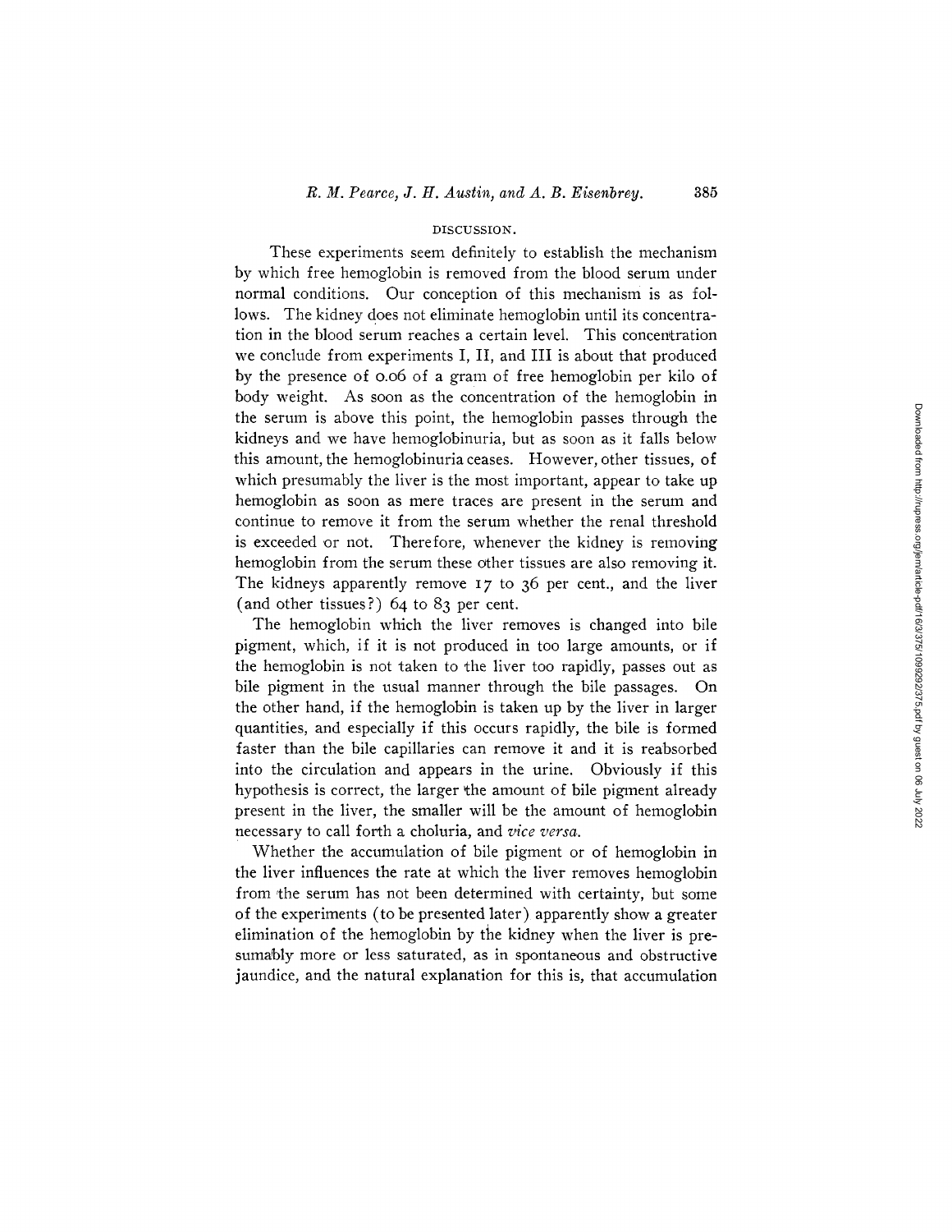## DISCUSSION.

These experiments seem definitely to establish the mechanism by which free hemoglobin is removed from the blood serum under normal conditions. Our conception of this mechanism is as follows. The kidney does not eliminate hemoglobin until its concentration in the blood serum reaches a certain level. This concentration we conclude from experiments I, II, and III is about that produced by the presence of 0.06 of a gram of free hemoglobin per kilo of body weight. As soon as the concentration of the hemoglobin in the serum is above this point, the hemoglobin passes through the kidneys and we have hemoglobinuria, but as soon as it falls below this amount, the hemoglobinuria ceases. However, other tissues, of which presumably the liver is the most important, appear to take up hemoglobin as soon as mere traces are present in the serum and continue to remove it from the serum whether the renal threshold is exceeded or not. Therefore, whenever the kidney is removing hemoglobin from the serum these other tissues are also removing it. The kidneys apparently remove 17 to 36 per cent., and the liver (and other tissues?) 64 to 83 per cent.

The hemoglobin which the liver removes is changed into bile pigment, which, if it is not produced in too large amounts, or if the hemoglobin is not taken to the liver too rapidly, passes out as bile pigment in the usual manner through the bile passages. On the other hand, if the hemoglobin is taken up by the liver in larger quantities, and especially if this occurs rapidly, the bile is formed faster than the bile capillaries can remove it and it is reabsorbed into the circulation and appears in the urine. Obviously if this hypothesis is correct, the larger the amount of bile pigment already present in the liver, the smaller will be the amount of hemoglobin necessary to call forth a choluria, and *vice versa*.

Whether the accumulation of bile pigment or of hemoglobin in the liver influences the rate at which the liver removes hemoglobin from the serum has not been determined with certainty, but some of the experiments (to be presented later) apparently show a greater elimination of the hemoglobin by the kidney when the liver is presumably more or less saturated, as in spontaneous and obstructive jaundice, and the natural explanation for this is, that accumulation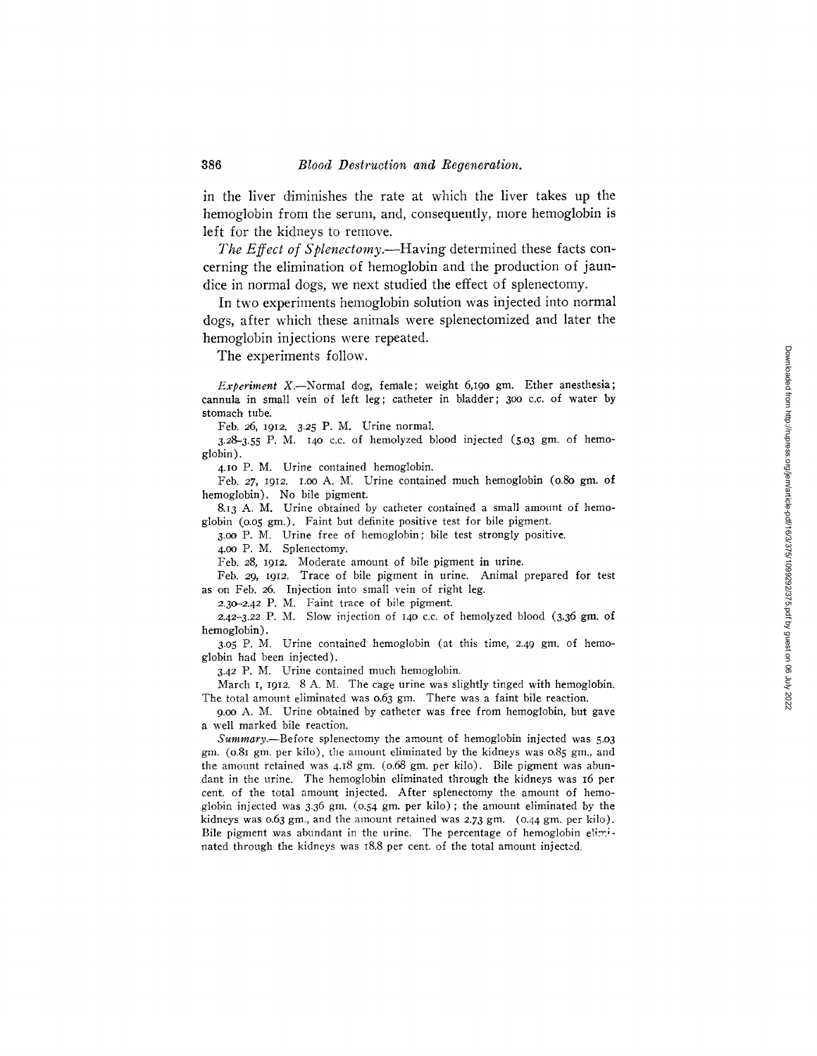in the liver diminishes the rate at which the liver takes up the hemoglobin from the serum, and, consequently, more hemoglobin is left for the kidneys to remove.

*The Effect of Splenectomy*.—Having determined these facts concerning the elimination of hemoglobin and the production of jaundice in normal dogs, we next studied the effect of splenectomy.

In two experiments hemoglobin solution was injected into normal dogs, after which these animals were splenectomized and later the hemoglobin injections were repeated.

The experiments follow.

*Experiment X*.—Normal dog, female; weight 6,190 gm. Ether anesthesia; cannula in small vein of left leg; catheter in bladder; 300 c.c. of water by stomach tube.

Feb. 26, 1912. 3.25 P. M. Urine normal.

3.28–3.55 P. M. 140 c.c. of hemolyzed blood injected (5.03 gm. of hemoglobin).

4.10 P. M. Urine contained hemoglobin.

Feb. 27, 1912. 1.00 A. M. Urine contained much hemoglobin (0.80 gm. of hemoglobin). No bile pigment.

8.13 A. M. Urine obtained by catheter contained a small amount of hemoglobin (0.05 gm.). Faint but definite positive test for bile pigment.

3.00 P. M. Urine free of hemoglobin; bile test strongly positive.

4.00 P. M. Splenectomy.

Feb. 28, 1912. Moderate amount of bile pigment in urine.

Feb. 29, 1912. Trace of bile pigment in urine. Animal prepared for test as on Feb. 26. Injection into small vein of right leg.

2.30–2.42 P. M. Faint trace of bile pigment.

2.42–3.22 P. M. Slow injection of 140 c.c. of hemolyzed blood (3.36 gm. of hemoglobin).

3.05 P. M. Urine contained hemoglobin (at this time, 2.49 gm. of hemoglobin had been injected).

3.42 P. M. Urine contained much hemoglobin.

March 1, 1912. 8 A. M. The cage urine was slightly tinged with hemoglobin. The total amount eliminated was 0.63 gm. There was a faint bile reaction.

9.00 A. M. Urine obtained by catheter was free from hemoglobin, but gave a well marked bile reaction.

*Summary*.—Before splenectomy the amount of hemoglobin injected was 5.03 gm. (0.81 gm. per kilo), the amount eliminated by the kidneys was 0.85 gm., and the amount retained was 4.18 gm. (0.68 gm. per kilo). Bile pigment was abundant in the urine. The hemoglobin eliminated through the kidneys was 16 per cent. of the total amount injected. After splenectomy the amount of hemoglobin injected was 3.36 gm. (0.54 gm. per kilo); the amount eliminated by the kidneys was 0.63 gm., and the amount retained was 2.73 gm. (0.44 gm. per kilo). Bile pigment was abundant in the urine. The percentage of hemoglobin eliminated through the kidneys was 18.8 per cent. of the total amount injected.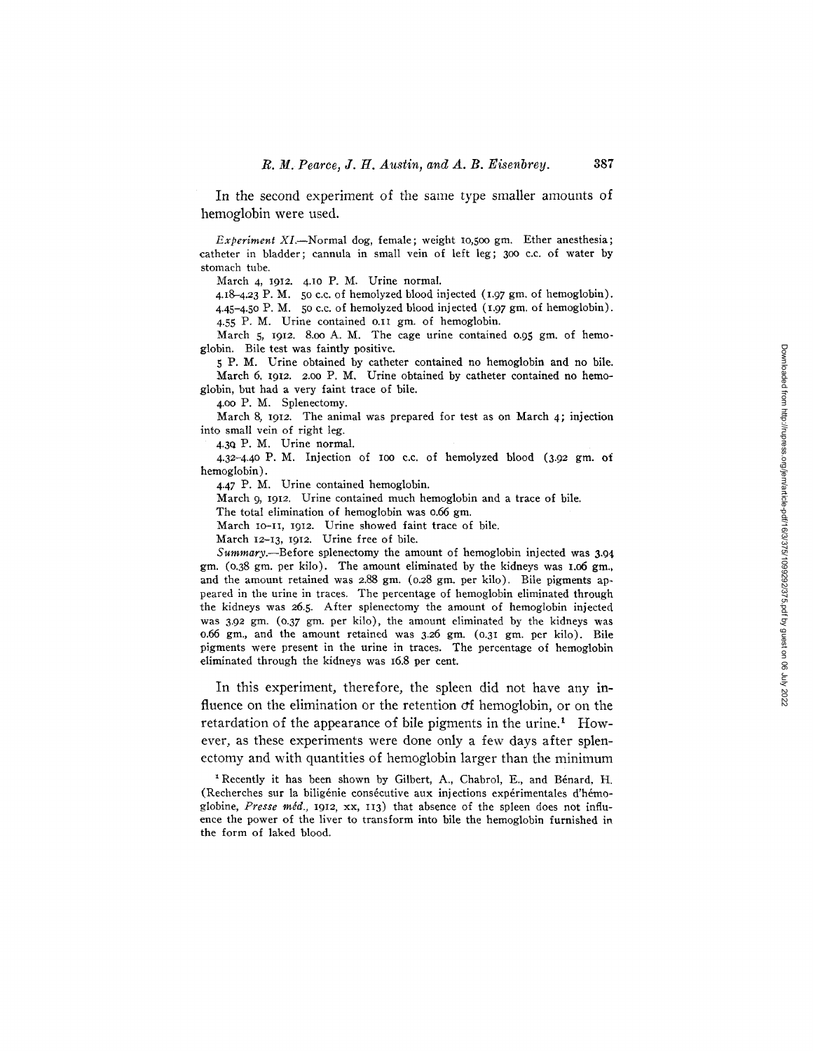In the second experiment of the same type smaller amounts of hemoglobin were used.

*Experiment XI.*—Normal dog, female; weight 10,500 gm. Ether anesthesia; catheter in bladder; cannula in small vein of left leg; 300 c.c. of water by stomach tube.

March 4, 1912. 4.10 P. M. Urine normal.

4.18–4.23 P. M. 50 c.c. of hemolyzed blood injected (1.97 gm. of hemoglobin).

4.45–4.50 P. M. 50 c.c. of hemolyzed blood injected (1.97 gm. of hemoglobin).

4.55 P. M. Urine contained 0.11 gm. of hemoglobin.

March 5, 1912. 8.00 A. M. The cage urine contained 0.95 gm. of hemoglobin. Bile test was faintly positive.

5 P. M. Urine obtained by catheter contained no hemoglobin and no bile.

March 6, 1912. 2.00 P. M. Urine obtained by catheter contained no hemoglobin, but had a very faint trace of bile.

4.00 P. M. Splenectomy.

March 8, 1912. The animal was prepared for test as on March 4; injection into small vein of right leg.

4.30 P. M. Urine normal.

4.32–4.40 P. M. Injection of 100 c.c. of hemolyzed blood (3.92 gm. of hemoglobin).

4.47 P. M. Urine contained hemoglobin.

March 9, 1912. Urine contained much hemoglobin and a trace of bile.

The total elimination of hemoglobin was 0.66 gm.

March 10–11, 1912. Urine showed faint trace of bile.

March 12–13, 1912. Urine free of bile.

*Summary.*—Before splenectomy the amount of hemoglobin injected was 3.94 gm. (0.38 gm. per kilo). The amount eliminated by the kidneys was 1.06 gm., and the amount retained was 2.88 gm. (0.28 gm. per kilo). Bile pigments appeared in the urine in traces. The percentage of hemoglobin eliminated through the kidneys was 26.5. After splenectomy the amount of hemoglobin injected was 3.92 gm. (0.37 gm. per kilo), the amount eliminated by the kidneys was 0.66 gm., and the amount retained was 3.26 gm. (0.31 gm. per kilo). Bile pigments were present in the urine in traces. The percentage of hemoglobin eliminated through the kidneys was 16.8 per cent.

In this experiment, therefore, the spleen did not have any influence on the elimination or the retention of hemoglobin, or on the retardation of the appearance of bile pigments in the urine.[1] However, as these experiments were done only a few days after splenectomy and with quantities of hemoglobin larger than the minimum

[1] Recently it has been shown by Gilbert, A., Chabrol, E., and Bénard, H. (Recherches sur la biligénie consécutive aux injections expérimentales d'hémoglobine, *Presse méd.*, 1912, xx, 113) that absence of the spleen does not influence the power of the liver to transform into bile the hemoglobin furnished in the form of laked blood.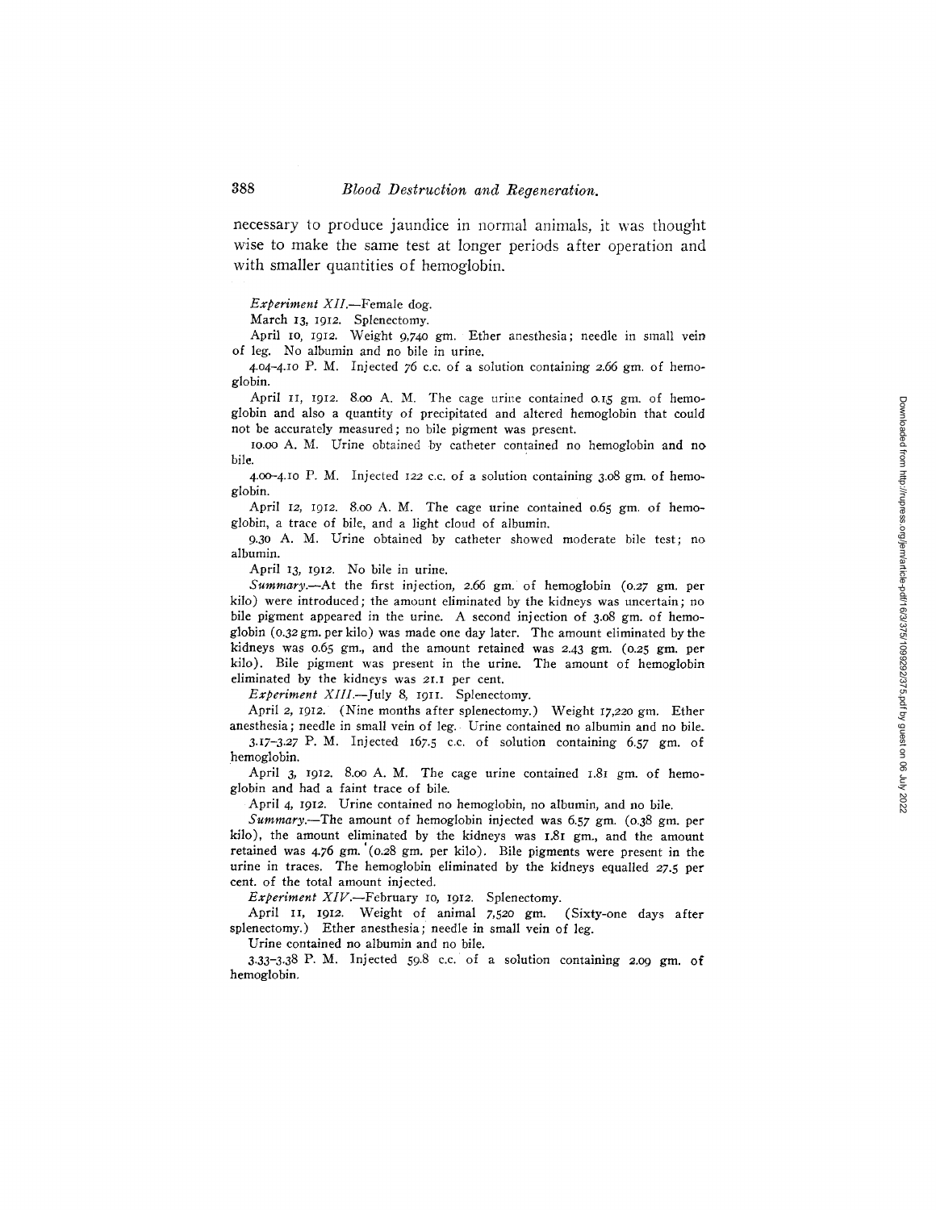necessary to produce jaundice in normal animals, it was thought wise to make the same test at longer periods after operation and with smaller quantities of hemoglobin.

*Experiment XII.*—Female dog.

March 13, 1912. Splenectomy.

April 10, 1912. Weight 9,740 gm. Ether anesthesia; needle in small vein of leg. No albumin and no bile in urine.

4.04–4.10 P. M. Injected 76 c.c. of a solution containing 2.66 gm. of hemoglobin.

April 11, 1912. 8.00 A. M. The cage urine contained 0.15 gm. of hemoglobin and also a quantity of precipitated and altered hemoglobin that could not be accurately measured; no bile pigment was present.

10.00 A. M. Urine obtained by catheter contained no hemoglobin and no bile.

4.00–4.10 P. M. Injected 122 c.c. of a solution containing 3.08 gm. of hemoglobin.

April 12, 1912. 8.00 A. M. The cage urine contained 0.65 gm. of hemoglobin, a trace of bile, and a light cloud of albumin.

9.30 A. M. Urine obtained by catheter showed moderate bile test; no albumin.

April 13, 1912. No bile in urine.

*Summary.*—At the first injection, 2.66 gm. of hemoglobin (0.27 gm. per kilo) were introduced; the amount eliminated by the kidneys was uncertain; no bile pigment appeared in the urine. A second injection of 3.08 gm. of hemoglobin (0.32 gm. per kilo) was made one day later. The amount eliminated by the kidneys was 0.65 gm., and the amount retained was 2.43 gm. (0.25 gm. per kilo). Bile pigment was present in the urine. The amount of hemoglobin eliminated by the kidneys was 21.1 per cent.

*Experiment XIII.*—July 8, 1911. Splenectomy.

April 2, 1912. (Nine months after splenectomy.) Weight 17,220 gm. Ether anesthesia; needle in small vein of leg. Urine contained no albumin and no bile.

3.17–3.27 P. M. Injected 167.5 c.c. of solution containing 6.57 gm. of hemoglobin.

April 3, 1912. 8.00 A. M. The cage urine contained 1.81 gm. of hemoglobin and had a faint trace of bile.

April 4, 1912. Urine contained no hemoglobin, no albumin, and no bile.

*Summary.*—The amount of hemoglobin injected was 6.57 gm. (0.38 gm. per kilo), the amount eliminated by the kidneys was 1.81 gm., and the amount retained was 4.76 gm. (0.28 gm. per kilo). Bile pigments were present in the urine in traces. The hemoglobin eliminated by the kidneys equalled 27.5 per cent. of the total amount injected.

*Experiment XIV.*—February 10, 1912. Splenectomy.

April 11, 1912. Weight of animal 7,520 gm. (Sixty-one days after splenectomy.) Ether anesthesia; needle in small vein of leg.

Urine contained no albumin and no bile.

3.33–3.38 P. M. Injected 59.8 c.c. of a solution containing 2.09 gm. of hemoglobin.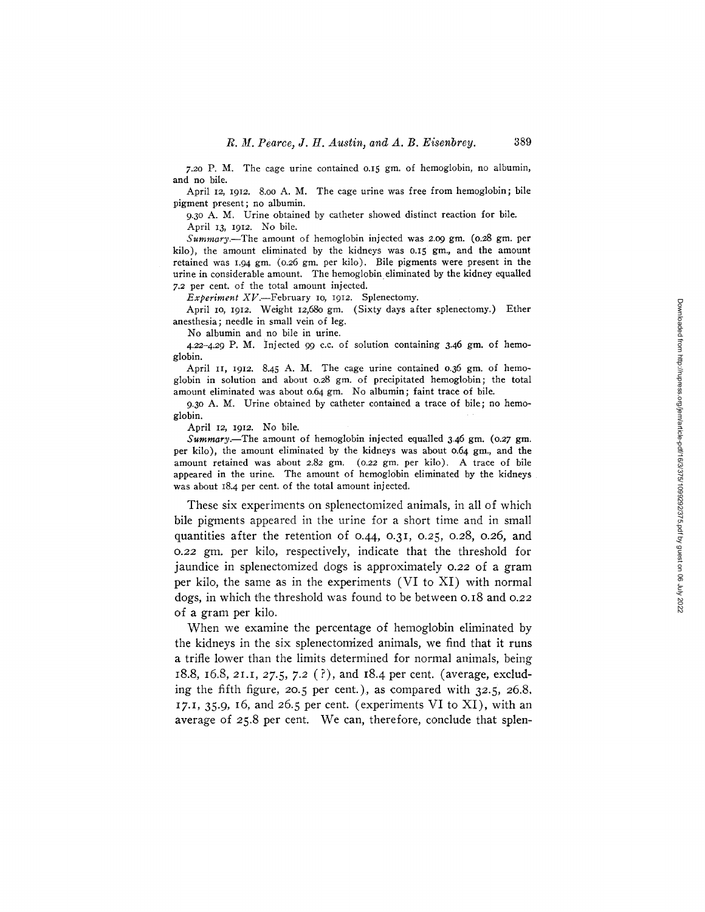7.20 P. M. The cage urine contained 0.15 gm. of hemoglobin, no albumin, and no bile.

April 12, 1912. 8.00 A. M. The cage urine was free from hemoglobin; bile pigment present; no albumin.

9.30 A. M. Urine obtained by catheter showed distinct reaction for bile.

April 13, 1912. No bile.

*Summary*.—The amount of hemoglobin injected was 2.09 gm. (0.28 gm. per kilo), the amount eliminated by the kidneys was 0.15 gm., and the amount retained was 1.94 gm. (0.26 gm. per kilo). Bile pigments were present in the urine in considerable amount. The hemoglobin eliminated by the kidney equalled 7.2 per cent. of the total amount injected.

*Experiment XV*.—February 10, 1912. Splenectomy.

April 10, 1912. Weight 12,680 gm. (Sixty days after splenectomy.) Ether anesthesia; needle in small vein of leg.

No albumin and no bile in urine.

4.22–4.29 P. M. Injected 99 c.c. of solution containing 3.46 gm. of hemoglobin.

April 11, 1912. 8.45 A. M. The cage urine contained 0.36 gm. of hemoglobin in solution and about 0.28 gm. of precipitated hemoglobin; the total amount eliminated was about 0.64 gm. No albumin; faint trace of bile.

9.30 A. M. Urine obtained by catheter contained a trace of bile; no hemoglobin.

April 12, 1912. No bile.

*Summary*.—The amount of hemoglobin injected equalled 3.46 gm. (0.27 gm. per kilo), the amount eliminated by the kidneys was about 0.64 gm., and the amount retained was about 2.82 gm. (0.22 gm. per kilo). A trace of bile appeared in the urine. The amount of hemoglobin eliminated by the kidneys was about 18.4 per cent. of the total amount injected.

These six experiments on splenectomized animals, in all of which bile pigments appeared in the urine for a short time and in small quantities after the retention of 0.44, 0.31, 0.25, 0.28, 0.26, and 0.22 gm. per kilo, respectively, indicate that the threshold for jaundice in splenectomized dogs is approximately 0.22 of a gram per kilo, the same as in the experiments (VI to XI) with normal dogs, in which the threshold was found to be between 0.18 and 0.22 of a gram per kilo.

When we examine the percentage of hemoglobin eliminated by the kidneys in the six splenectomized animals, we find that it runs a trifle lower than the limits determined for normal animals, being 18.8, 16.8, 21.1, 27.5, 7.2 (?), and 18.4 per cent. (average, excluding the fifth figure, 20.5 per cent.), as compared with 32.5, 26.8, 17.1, 35.9, 16, and 26.5 per cent. (experiments VI to XI), with an average of 25.8 per cent. We can, therefore, conclude that splen-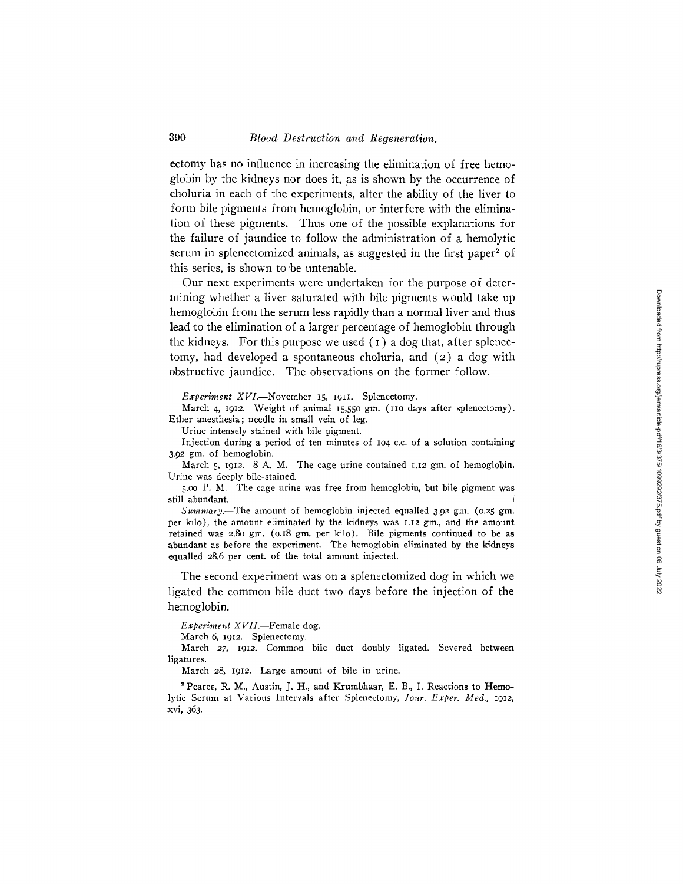ectomy has no influence in increasing the elimination of free hemoglobin by the kidneys nor does it, as is shown by the occurrence of choluria in each of the experiments, alter the ability of the liver to form bile pigments from hemoglobin, or interfere with the elimination of these pigments. Thus one of the possible explanations for the failure of jaundice to follow the administration of a hemolytic serum in splenectomized animals, as suggested in the first paper[2] of this series, is shown to be untenable.

Our next experiments were undertaken for the purpose of determining whether a liver saturated with bile pigments would take up hemoglobin from the serum less rapidly than a normal liver and thus lead to the elimination of a larger percentage of hemoglobin through the kidneys. For this purpose we used (1) a dog that, after splenectomy, had developed a spontaneous choluria, and (2) a dog with obstructive jaundice. The observations on the former follow.

*Experiment XVI.*—November 15, 1911. Splenectomy.

March 4, 1912. Weight of animal 15,550 gm. (110 days after splenectomy). Ether anesthesia; needle in small vein of leg.

Urine intensely stained with bile pigment.

Injection during a period of ten minutes of 104 c.c. of a solution containing 3.92 gm. of hemoglobin.

March 5, 1912. 8 A. M. The cage urine contained 1.12 gm. of hemoglobin. Urine was deeply bile-stained.

5.00 P. M. The cage urine was free from hemoglobin, but bile pigment was still abundant.

*Summary.*—The amount of hemoglobin injected equalled 3.92 gm. (0.25 gm. per kilo), the amount eliminated by the kidneys was 1.12 gm., and the amount retained was 2.80 gm. (0.18 gm. per kilo). Bile pigments continued to be as abundant as before the experiment. The hemoglobin eliminated by the kidneys equalled 28.6 per cent. of the total amount injected.

The second experiment was on a splenectomized dog in which we ligated the common bile duct two days before the injection of the hemoglobin.

*Experiment XVII.*—Female dog.

March 6, 1912. Splenectomy.

March 27, 1912. Common bile duct doubly ligated. Severed between ligatures.

March 28, 1912. Large amount of bile in urine.

[2] Pearce, R. M., Austin, J. H., and Krumbhaar, E. B., I. Reactions to Hemolytic Serum at Various Intervals after Splenectomy, *Jour. Exper. Med.*, 1912, xvi, 363.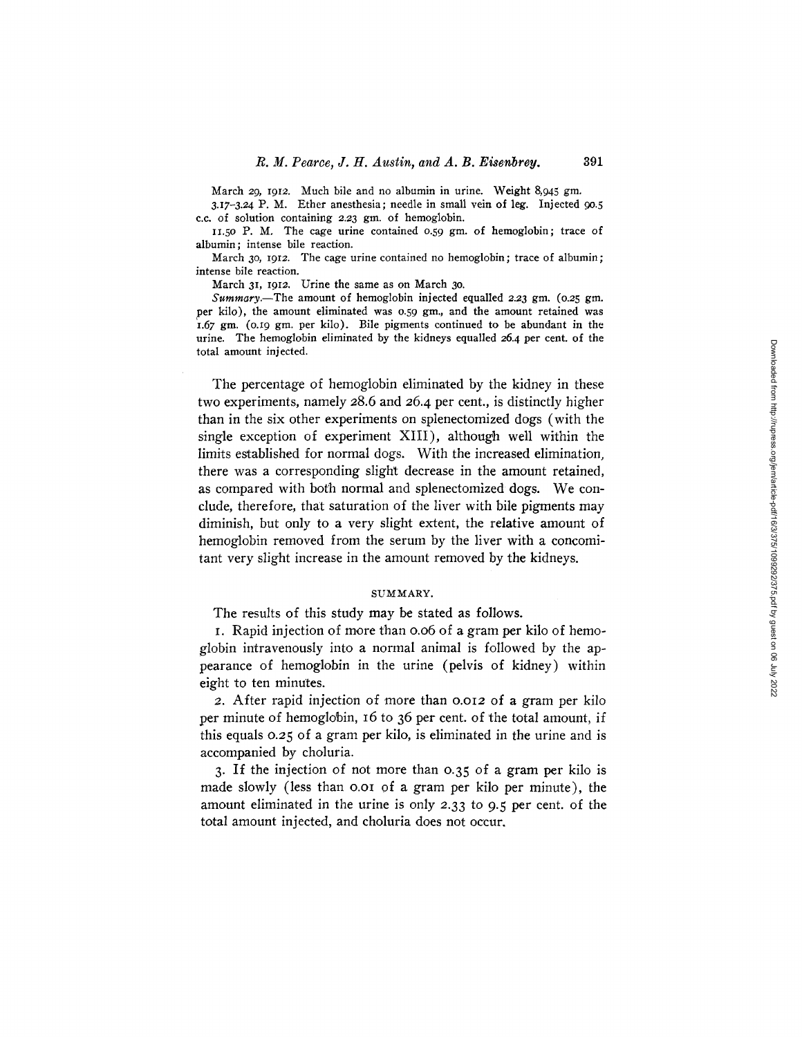March 29, 1912. Much bile and no albumin in urine. Weight 8,945 gm.

3.17–3.24 P. M. Ether anesthesia; needle in small vein of leg. Injected 90.5 c.c. of solution containing 2.23 gm. of hemoglobin.

11.50 P. M. The cage urine contained 0.59 gm. of hemoglobin; trace of albumin; intense bile reaction.

March 30, 1912. The cage urine contained no hemoglobin; trace of albumin; intense bile reaction.

March 31, 1912. Urine the same as on March 30.

*Summary*.—The amount of hemoglobin injected equalled 2.23 gm. (0.25 gm. per kilo), the amount eliminated was 0.59 gm., and the amount retained was 1.67 gm. (0.19 gm. per kilo). Bile pigments continued to be abundant in the urine. The hemoglobin eliminated by the kidneys equalled 26.4 per cent. of the total amount injected.

The percentage of hemoglobin eliminated by the kidney in these two experiments, namely 28.6 and 26.4 per cent., is distinctly higher than in the six other experiments on splenectomized dogs (with the single exception of experiment XIII), although well within the limits established for normal dogs. With the increased elimination, there was a corresponding slight decrease in the amount retained, as compared with both normal and splenectomized dogs. We conclude, therefore, that saturation of the liver with bile pigments may diminish, but only to a very slight extent, the relative amount of hemoglobin removed from the serum by the liver with a concomitant very slight increase in the amount removed by the kidneys.

## SUMMARY.

The results of this study may be stated as follows.

1. Rapid injection of more than 0.06 of a gram per kilo of hemoglobin intravenously into a normal animal is followed by the appearance of hemoglobin in the urine (pelvis of kidney) within eight to ten minutes.

2. After rapid injection of more than 0.012 of a gram per kilo per minute of hemoglobin, 16 to 36 per cent. of the total amount, if this equals 0.25 of a gram per kilo, is eliminated in the urine and is accompanied by choluria.

3. If the injection of not more than 0.35 of a gram per kilo is made slowly (less than 0.01 of a gram per kilo per minute), the amount eliminated in the urine is only 2.33 to 9.5 per cent. of the total amount injected, and choluria does not occur.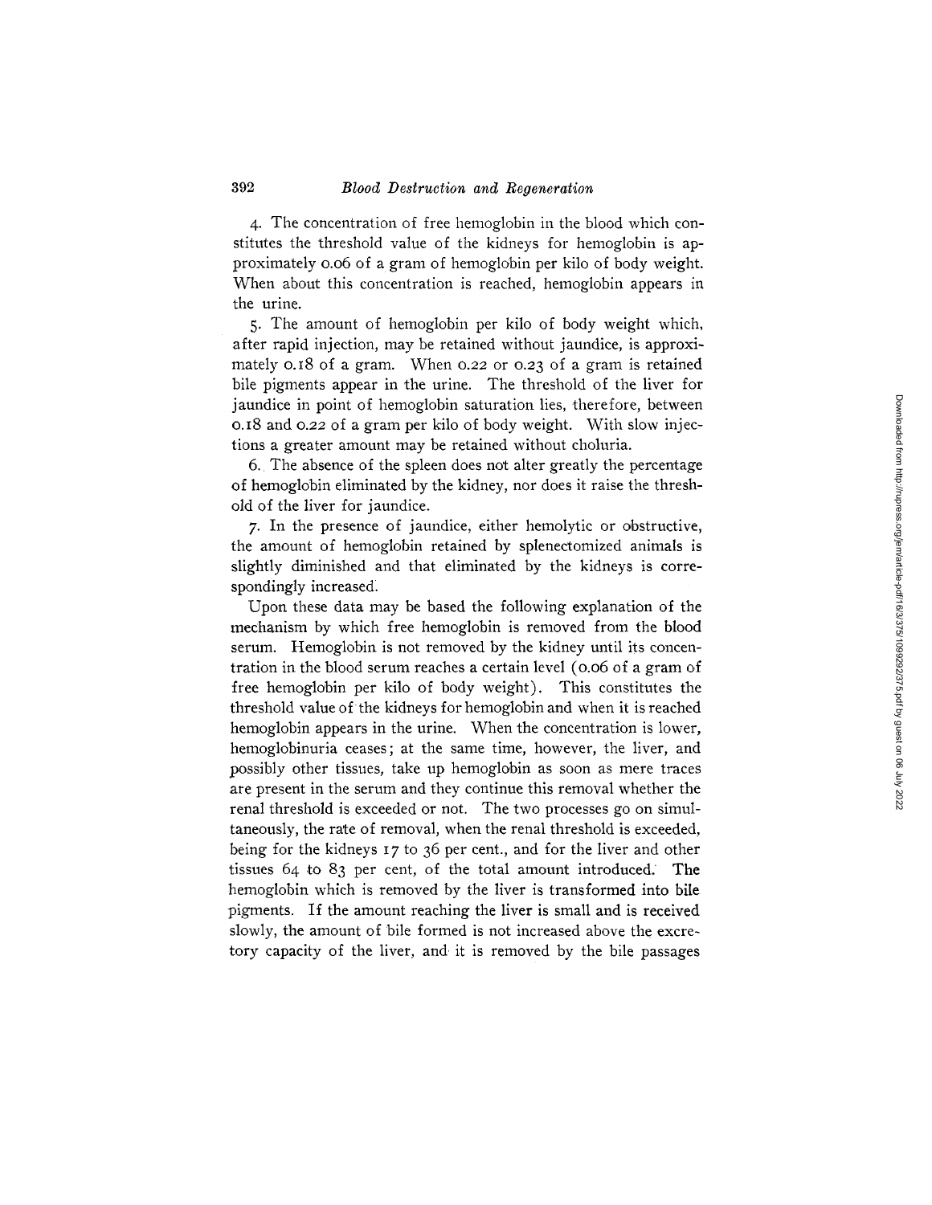4. The concentration of free hemoglobin in the blood which constitutes the threshold value of the kidneys for hemoglobin is approximately 0.06 of a gram of hemoglobin per kilo of body weight. When about this concentration is reached, hemoglobin appears in the urine.

5. The amount of hemoglobin per kilo of body weight which, after rapid injection, may be retained without jaundice, is approximately 0.18 of a gram. When 0.22 or 0.23 of a gram is retained bile pigments appear in the urine. The threshold of the liver for jaundice in point of hemoglobin saturation lies, therefore, between 0.18 and 0.22 of a gram per kilo of body weight. With slow injections a greater amount may be retained without choluria.

6. The absence of the spleen does not alter greatly the percentage of hemoglobin eliminated by the kidney, nor does it raise the threshold of the liver for jaundice.

7. In the presence of jaundice, either hemolytic or obstructive, the amount of hemoglobin retained by splenectomized animals is slightly diminished and that eliminated by the kidneys is correspondingly increased.

Upon these data may be based the following explanation of the mechanism by which free hemoglobin is removed from the blood serum. Hemoglobin is not removed by the kidney until its concentration in the blood serum reaches a certain level (0.06 of a gram of free hemoglobin per kilo of body weight). This constitutes the threshold value of the kidneys for hemoglobin and when it is reached hemoglobin appears in the urine. When the concentration is lower, hemoglobinuria ceases; at the same time, however, the liver, and possibly other tissues, take up hemoglobin as soon as mere traces are present in the serum and they continue this removal whether the renal threshold is exceeded or not. The two processes go on simultaneously, the rate of removal, when the renal threshold is exceeded, being for the kidneys 17 to 36 per cent., and for the liver and other tissues 64 to 83 per cent, of the total amount introduced. The hemoglobin which is removed by the liver is transformed into bile pigments. If the amount reaching the liver is small and is received slowly, the amount of bile formed is not increased above the excretory capacity of the liver, and it is removed by the bile passages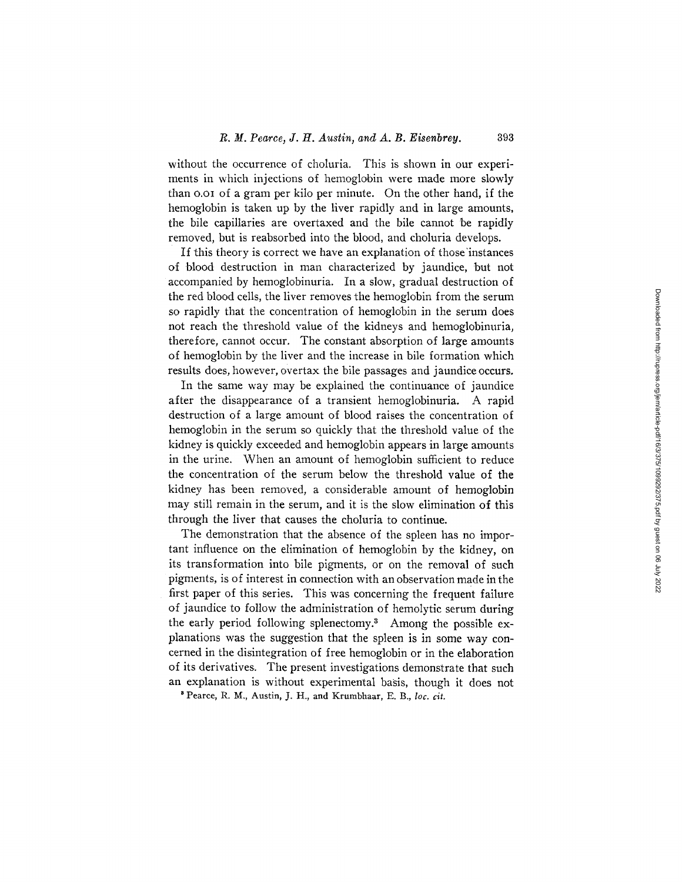without the occurrence of choluria. This is shown in our experiments in which injections of hemoglobin were made more slowly than 0.01 of a gram per kilo per minute. On the other hand, if the hemoglobin is taken up by the liver rapidly and in large amounts, the bile capillaries are overtaxed and the bile cannot be rapidly removed, but is reabsorbed into the blood, and choluria develops.

If this theory is correct we have an explanation of those instances of blood destruction in man characterized by jaundice, but not accompanied by hemoglobinuria. In a slow, gradual destruction of the red blood cells, the liver removes the hemoglobin from the serum so rapidly that the concentration of hemoglobin in the serum does not reach the threshold value of the kidneys and hemoglobinuria, therefore, cannot occur. The constant absorption of large amounts of hemoglobin by the liver and the increase in bile formation which results does, however, overtax the bile passages and jaundice occurs.

In the same way may be explained the continuance of jaundice after the disappearance of a transient hemoglobinuria. A rapid destruction of a large amount of blood raises the concentration of hemoglobin in the serum so quickly that the threshold value of the kidney is quickly exceeded and hemoglobin appears in large amounts in the urine. When an amount of hemoglobin sufficient to reduce the concentration of the serum below the threshold value of the kidney has been removed, a considerable amount of hemoglobin may still remain in the serum, and it is the slow elimination of this through the liver that causes the choluria to continue.

The demonstration that the absence of the spleen has no important influence on the elimination of hemoglobin by the kidney, on its transformation into bile pigments, or on the removal of such pigments, is of interest in connection with an observation made in the first paper of this series. This was concerning the frequent failure of jaundice to follow the administration of hemolytic serum during the early period following splenectomy.[3] Among the possible explanations was the suggestion that the spleen is in some way concerned in the disintegration of free hemoglobin or in the elaboration of its derivatives. The present investigations demonstrate that such an explanation is without experimental basis, though it does not

[3] Pearce, R. M., Austin, J. H., and Krumbhaar, E. B., *loc. cit.*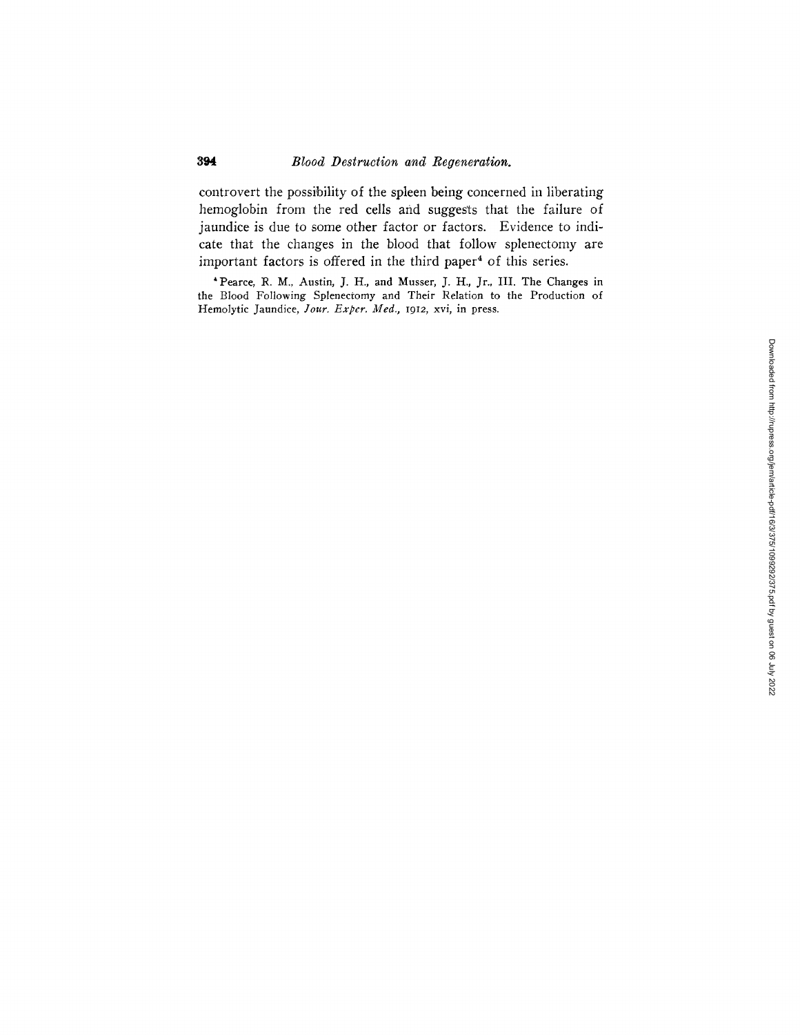controvert the possibility of the spleen being concerned in liberating hemoglobin from the red cells and suggests that the failure of jaundice is due to some other factor or factors. Evidence to indicate that the changes in the blood that follow splenectomy are important factors is offered in the third paper[4] of this series.

[4] Pearce, R. M., Austin, J. H., and Musser, J. H., Jr., III. The Changes in the Blood Following Splenectomy and Their Relation to the Production of Hemolytic Jaundice, *Jour. Exper. Med.*, 1912, xvi, in press.